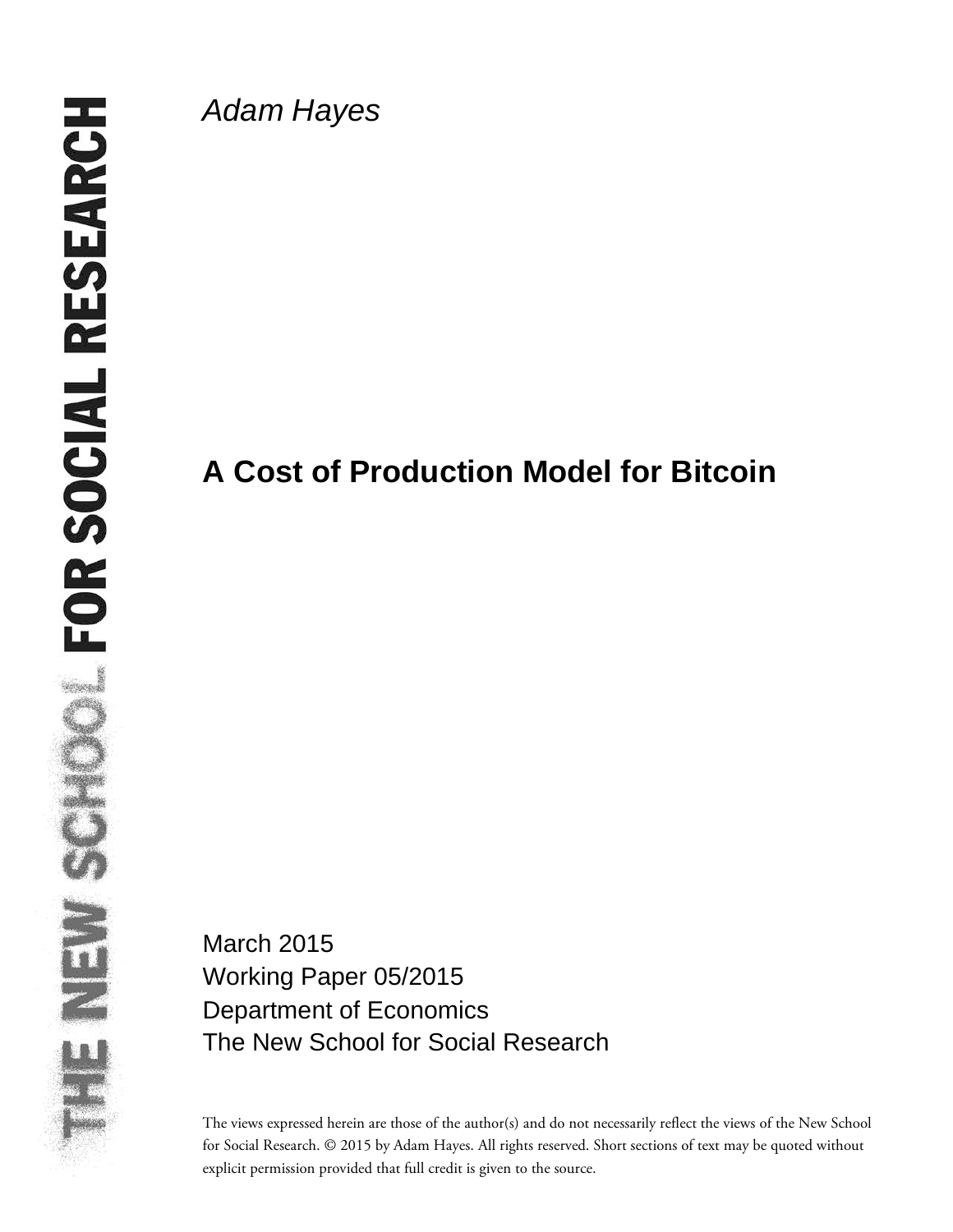*Adam Hayes*

# A Cost of Production Model for Bitcoin

March 2015
Working Paper 05/2015
Department of Economics
The New School for Social Research

The views expressed herein are those of the author(s) and do not necessarily reflect the views of the New School for Social Research. © 2015 by Adam Hayes. All rights reserved. Short sections of text may be quoted without explicit permission provided that full credit is given to the source.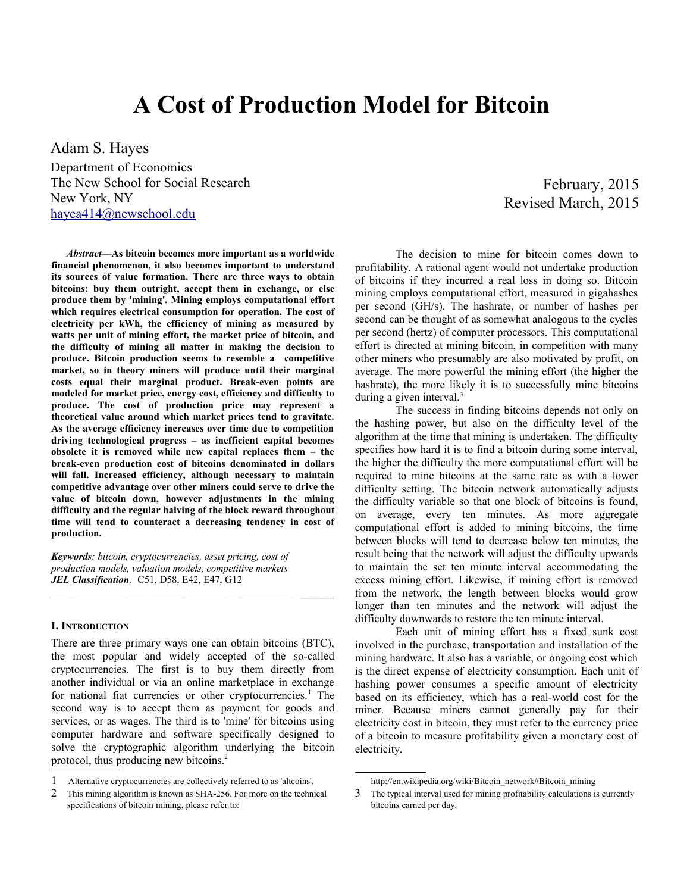# A Cost of Production Model for Bitcoin

Adam S. Hayes

Department of Economics
The New School for Social Research
New York, NY
hayea414@newschool.edu

February, 2015
Revised March, 2015

***Abstract*—As bitcoin becomes more important as a worldwide financial phenomenon, it also becomes important to understand its sources of value formation. There are three ways to obtain bitcoins: buy them outright, accept them in exchange, or else produce them by 'mining'. Mining employs computational effort which requires electrical consumption for operation. The cost of electricity per kWh, the efficiency of mining as measured by watts per unit of mining effort, the market price of bitcoin, and the difficulty of mining all matter in making the decision to produce. Bitcoin production seems to resemble a competitive market, so in theory miners will produce until their marginal costs equal their marginal product. Break-even points are modeled for market price, energy cost, efficiency and difficulty to produce. The cost of production price may represent a theoretical value around which market prices tend to gravitate. As the average efficiency increases over time due to competition driving technological progress – as inefficient capital becomes obsolete it is removed while new capital replaces them – the break-even production cost of bitcoins denominated in dollars will fall. Increased efficiency, although necessary to maintain competitive advantage over other miners could serve to drive the value of bitcoin down, however adjustments in the mining difficulty and the regular halving of the block reward throughout time will tend to counteract a decreasing tendency in cost of production.**

***Keywords****: bitcoin, cryptocurrencies, asset pricing, cost of production models, valuation models, competitive markets*
***JEL Classification****:* C51, D58, E42, E47, G12

## I. Introduction

There are three primary ways one can obtain bitcoins (BTC), the most popular and widely accepted of the so-called cryptocurrencies. The first is to buy them directly from another individual or via an online marketplace in exchange for national fiat currencies or other cryptocurrencies.[1] The second way is to accept them as payment for goods and services, or as wages. The third is to 'mine' for bitcoins using computer hardware and software specifically designed to solve the cryptographic algorithm underlying the bitcoin protocol, thus producing new bitcoins.[2]

The decision to mine for bitcoin comes down to profitability. A rational agent would not undertake production of bitcoins if they incurred a real loss in doing so. Bitcoin mining employs computational effort, measured in gigahashes per second (GH/s). The hashrate, or number of hashes per second can be thought of as somewhat analogous to the cycles per second (hertz) of computer processors. This computational effort is directed at mining bitcoin, in competition with many other miners who presumably are also motivated by profit, on average. The more powerful the mining effort (the higher the hashrate), the more likely it is to successfully mine bitcoins during a given interval.[3]

The success in finding bitcoins depends not only on the hashing power, but also on the difficulty level of the algorithm at the time that mining is undertaken. The difficulty specifies how hard it is to find a bitcoin during some interval, the higher the difficulty the more computational effort will be required to mine bitcoins at the same rate as with a lower difficulty setting. The bitcoin network automatically adjusts the difficulty variable so that one block of bitcoins is found, on average, every ten minutes. As more aggregate computational effort is added to mining bitcoins, the time between blocks will tend to decrease below ten minutes, the result being that the network will adjust the difficulty upwards to maintain the set ten minute interval accommodating the excess mining effort. Likewise, if mining effort is removed from the network, the length between blocks would grow longer than ten minutes and the network will adjust the difficulty downwards to restore the ten minute interval.

Each unit of mining effort has a fixed sunk cost involved in the purchase, transportation and installation of the mining hardware. It also has a variable, or ongoing cost which is the direct expense of electricity consumption. Each unit of hashing power consumes a specific amount of electricity based on its efficiency, which has a real-world cost for the miner. Because miners cannot generally pay for their electricity cost in bitcoin, they must refer to the currency price of a bitcoin to measure profitability given a monetary cost of electricity.

---

1 Alternative cryptocurrencies are collectively referred to as 'altcoins'.

2 This mining algorithm is known as SHA-256. For more on the technical specifications of bitcoin mining, please refer to: http://en.wikipedia.org/wiki/Bitcoin_network#Bitcoin_mining

3 The typical interval used for mining profitability calculations is currently bitcoins earned per day.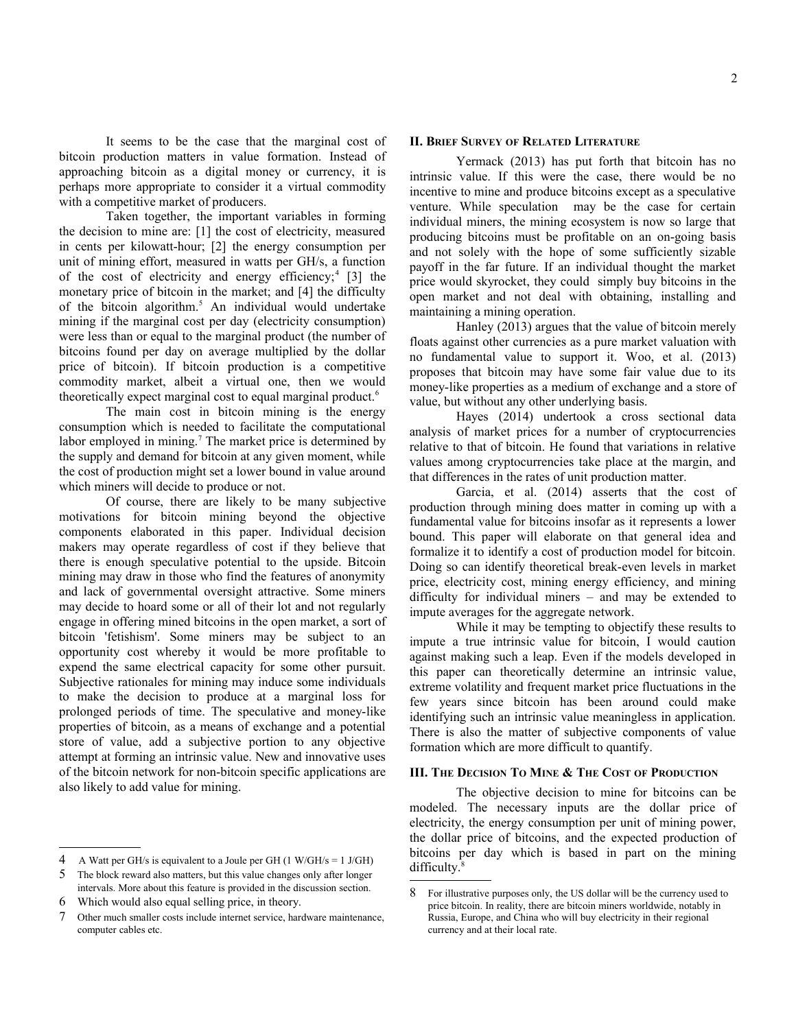It seems to be the case that the marginal cost of bitcoin production matters in value formation. Instead of approaching bitcoin as a digital money or currency, it is perhaps more appropriate to consider it a virtual commodity with a competitive market of producers.

Taken together, the important variables in forming the decision to mine are: [1] the cost of electricity, measured in cents per kilowatt-hour; [2] the energy consumption per unit of mining effort, measured in watts per GH/s, a function of the cost of electricity and energy efficiency;[4] [3] the monetary price of bitcoin in the market; and [4] the difficulty of the bitcoin algorithm.[5] An individual would undertake mining if the marginal cost per day (electricity consumption) were less than or equal to the marginal product (the number of bitcoins found per day on average multiplied by the dollar price of bitcoin). If bitcoin production is a competitive commodity market, albeit a virtual one, then we would theoretically expect marginal cost to equal marginal product.[6]

The main cost in bitcoin mining is the energy consumption which is needed to facilitate the computational labor employed in mining.[7] The market price is determined by the supply and demand for bitcoin at any given moment, while the cost of production might set a lower bound in value around which miners will decide to produce or not.

Of course, there are likely to be many subjective motivations for bitcoin mining beyond the objective components elaborated in this paper. Individual decision makers may operate regardless of cost if they believe that there is enough speculative potential to the upside. Bitcoin mining may draw in those who find the features of anonymity and lack of governmental oversight attractive. Some miners may decide to hoard some or all of their lot and not regularly engage in offering mined bitcoins in the open market, a sort of bitcoin 'fetishism'. Some miners may be subject to an opportunity cost whereby it would be more profitable to expend the same electrical capacity for some other pursuit. Subjective rationales for mining may induce some individuals to make the decision to produce at a marginal loss for prolonged periods of time. The speculative and money-like properties of bitcoin, as a means of exchange and a potential store of value, add a subjective portion to any objective attempt at forming an intrinsic value. New and innovative uses of the bitcoin network for non-bitcoin specific applications are also likely to add value for mining.

## II. Brief Survey of Related Literature

Yermack (2013) has put forth that bitcoin has no intrinsic value. If this were the case, there would be no incentive to mine and produce bitcoins except as a speculative venture. While speculation may be the case for certain individual miners, the mining ecosystem is now so large that producing bitcoins must be profitable on an on-going basis and not solely with the hope of some sufficiently sizable payoff in the far future. If an individual thought the market price would skyrocket, they could simply buy bitcoins in the open market and not deal with obtaining, installing and maintaining a mining operation.

Hanley (2013) argues that the value of bitcoin merely floats against other currencies as a pure market valuation with no fundamental value to support it. Woo, et al. (2013) proposes that bitcoin may have some fair value due to its money-like properties as a medium of exchange and a store of value, but without any other underlying basis.

Hayes (2014) undertook a cross sectional data analysis of market prices for a number of cryptocurrencies relative to that of bitcoin. He found that variations in relative values among cryptocurrencies take place at the margin, and that differences in the rates of unit production matter.

Garcia, et al. (2014) asserts that the cost of production through mining does matter in coming up with a fundamental value for bitcoins insofar as it represents a lower bound. This paper will elaborate on that general idea and formalize it to identify a cost of production model for bitcoin. Doing so can identify theoretical break-even levels in market price, electricity cost, mining energy efficiency, and mining difficulty for individual miners – and may be extended to impute averages for the aggregate network.

While it may be tempting to objectify these results to impute a true intrinsic value for bitcoin, I would caution against making such a leap. Even if the models developed in this paper can theoretically determine an intrinsic value, extreme volatility and frequent market price fluctuations in the few years since bitcoin has been around could make identifying such an intrinsic value meaningless in application. There is also the matter of subjective components of value formation which are more difficult to quantify.

## III. The Decision To Mine & The Cost of Production

The objective decision to mine for bitcoins can be modeled. The necessary inputs are the dollar price of electricity, the energy consumption per unit of mining power, the dollar price of bitcoins, and the expected production of bitcoins per day which is based in part on the mining difficulty.[8]

---

[4] A Watt per GH/s is equivalent to a Joule per GH (1 W/GH/s = 1 J/GH)

[5] The block reward also matters, but this value changes only after longer intervals. More about this feature is provided in the discussion section.

[6] Which would also equal selling price, in theory.

[7] Other much smaller costs include internet service, hardware maintenance, computer cables etc.

[8] For illustrative purposes only, the US dollar will be the currency used to price bitcoin. In reality, there are bitcoin miners worldwide, notably in Russia, Europe, and China who will buy electricity in their regional currency and at their local rate.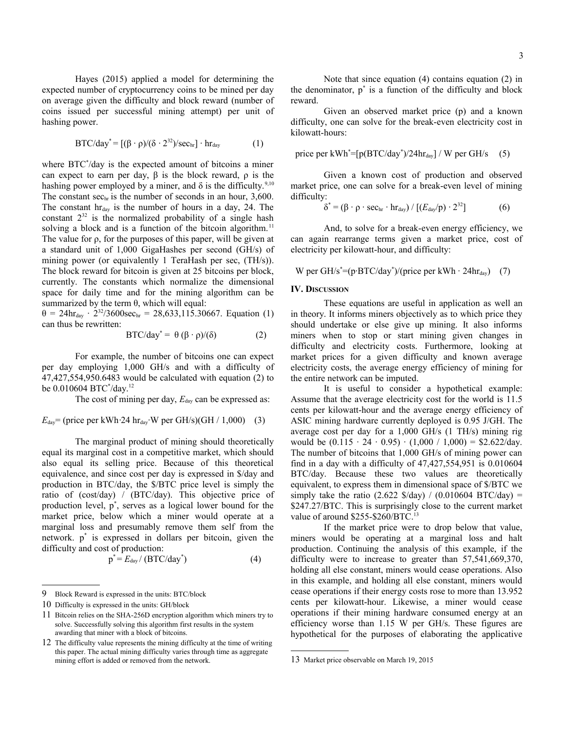Hayes (2015) applied a model for determining the expected number of cryptocurrency coins to be mined per day on average given the difficulty and block reward (number of coins issued per successful mining attempt) per unit of hashing power.

$$\text{BTC/day}^* = [(\beta \cdot \rho)/(\delta \cdot 2^{32})/\text{sec}_{\text{hr}}] \cdot \text{hr}_{\text{day}} \quad (1)$$

where $\text{BTC}^*$/day is the expected amount of bitcoins a miner can expect to earn per day, β is the block reward, ρ is the hashing power employed by a miner, and δ is the difficulty.[9,10] The constant $\text{sec}_{\text{hr}}$ is the number of seconds in an hour, 3,600. The constant $\text{hr}_{\text{day}}$ is the number of hours in a day, 24. The constant $2^{32}$ is the normalized probability of a single hash solving a block and is a function of the bitcoin algorithm.[11] The value for ρ, for the purposes of this paper, will be given at a standard unit of 1,000 GigaHashes per second (GH/s) of mining power (or equivalently 1 TeraHash per sec, (TH/s)). The block reward for bitcoin is given at 25 bitcoins per block, currently. The constants which normalize the dimensional space for daily time and for the mining algorithm can be summarized by the term θ, which will equal:

$\theta = 24\text{hr}_{\text{day}} \cdot 2^{32}/3600\text{sec}_{\text{hr}} = 28{,}633{,}115.30667$. Equation (1) can thus be rewritten:

$$\text{BTC/day}^* = \theta\, (\beta \cdot \rho)/(\delta) \quad (2)$$

For example, the number of bitcoins one can expect per day employing 1,000 GH/s and with a difficulty of 47,427,554,950.6483 would be calculated with equation (2) to be 0.010604 $\text{BTC}^*$/day.[12]

The cost of mining per day, $E_{\text{day}}$ can be expressed as:

$$E_{\text{day}} = (\text{price per kWh} \cdot 24\ \text{hr}_{\text{day}} \cdot \text{W per GH/s})(\text{GH} / 1{,}000) \quad (3)$$

The marginal product of mining should theoretically equal its marginal cost in a competitive market, which should also equal its selling price. Because of this theoretical equivalence, and since cost per day is expressed in \$/day and production in BTC/day, the \$/BTC price level is simply the ratio of (cost/day) / (BTC/day). This objective price of production level, $p^*$, serves as a logical lower bound for the market price, below which a miner would operate at a marginal loss and presumably remove them self from the network. $p^*$ is expressed in dollars per bitcoin, given the difficulty and cost of production:

$$p^* = E_{\text{day}} / (\text{BTC/day}^*) \quad (4)$$

Note that since equation (4) contains equation (2) in the denominator, $p^*$ is a function of the difficulty and block reward.

Given an observed market price (p) and a known difficulty, one can solve for the break-even electricity cost in kilowatt-hours:

$$\text{price per kWh}^* = [p(\text{BTC/day}^*)/24\text{hr}_{\text{day}}] / \text{W per GH/s} \quad (5)$$

Given a known cost of production and observed market price, one can solve for a break-even level of mining difficulty:

$$\delta^* = (\beta \cdot \rho \cdot \text{sec}_{\text{hr}} \cdot \text{hr}_{\text{day}}) / [(E_{\text{day}}/p) \cdot 2^{32}] \quad (6)$$

And, to solve for a break-even energy efficiency, we can again rearrange terms given a market price, cost of electricity per kilowatt-hour, and difficulty:

$$\text{W per GH/s}^* = (p \cdot \text{BTC/day}^*)/(\text{price per kWh} \cdot 24\text{hr}_{\text{day}}) \quad (7)$$

## IV. Discussion

These equations are useful in application as well an in theory. It informs miners objectively as to which price they should undertake or else give up mining. It also informs miners when to stop or start mining given changes in difficulty and electricity costs. Furthermore, looking at market prices for a given difficulty and known average electricity costs, the average energy efficiency of mining for the entire network can be imputed.

It is useful to consider a hypothetical example: Assume that the average electricity cost for the world is 11.5 cents per kilowatt-hour and the average energy efficiency of ASIC mining hardware currently deployed is 0.95 J/GH. The average cost per day for a 1,000 GH/s (1 TH/s) mining rig would be $(0.115 \cdot 24 \cdot 0.95) \cdot (1{,}000 / 1{,}000) = \$2.622$/day. The number of bitcoins that 1,000 GH/s of mining power can find in a day with a difficulty of 47,427,554,951 is 0.010604 BTC/day. Because these two values are theoretically equivalent, to express them in dimensional space of \$/BTC we simply take the ratio (2.622 \$/day) / (0.010604 BTC/day) = \$247.27/BTC. This is surprisingly close to the current market value of around \$255-\$260/BTC.[13]

If the market price were to drop below that value, miners would be operating at a marginal loss and halt production. Continuing the analysis of this example, if the difficulty were to increase to greater than 57,541,669,370, holding all else constant, miners would cease operations. Also in this example, and holding all else constant, miners would cease operations if their energy costs rose to more than 13.952 cents per kilowatt-hour. Likewise, a miner would cease operations if their mining hardware consumed energy at an efficiency worse than 1.15 W per GH/s. These figures are hypothetical for the purposes of elaborating the applicative

---

9 Block Reward is expressed in the units: BTC/block

10 Difficulty is expressed in the units: GH/block

11 Bitcoin relies on the SHA-256D encryption algorithm which miners try to solve. Successfully solving this algorithm first results in the system awarding that miner with a block of bitcoins.

12 The difficulty value represents the mining difficulty at the time of writing this paper. The actual mining difficulty varies through time as aggregate mining effort is added or removed from the network.

13 Market price observable on March 19, 2015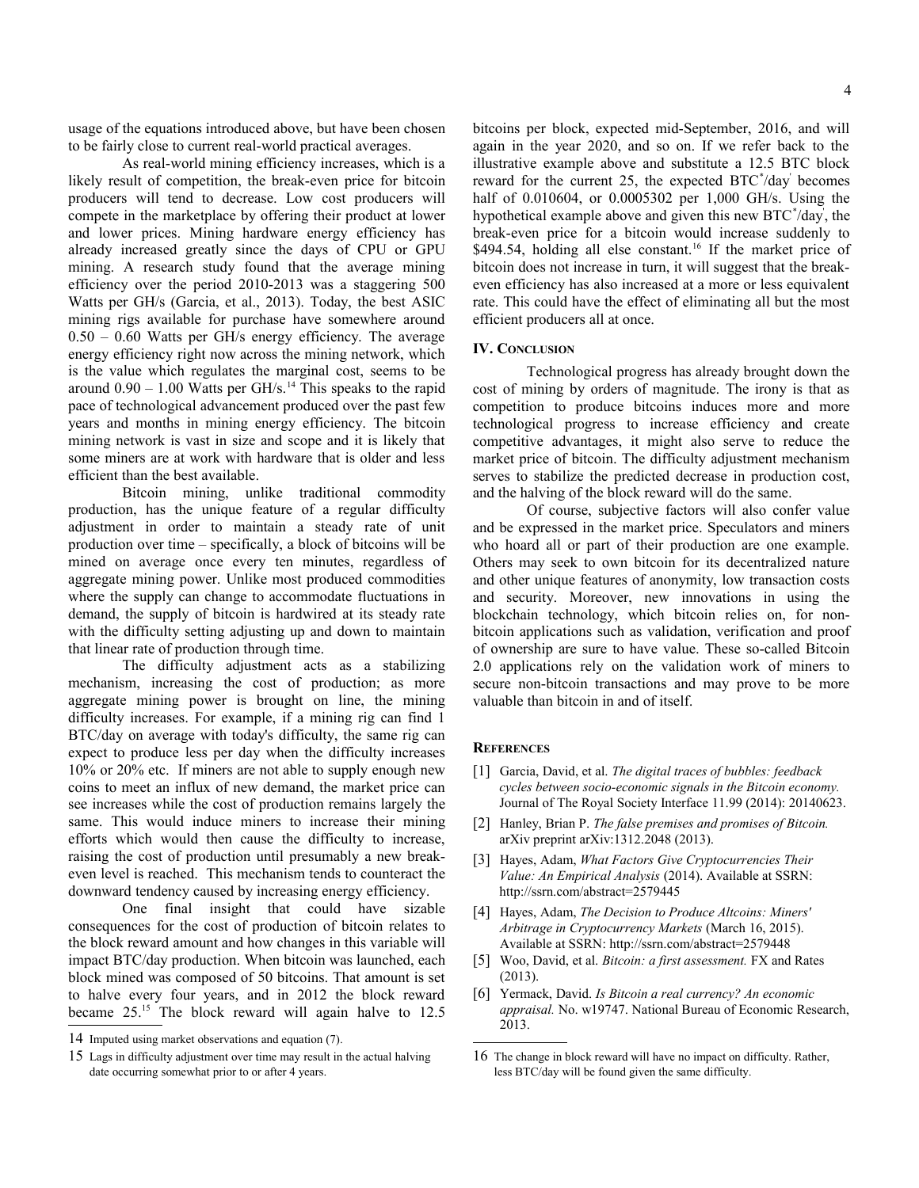usage of the equations introduced above, but have been chosen to be fairly close to current real-world practical averages.

As real-world mining efficiency increases, which is a likely result of competition, the break-even price for bitcoin producers will tend to decrease. Low cost producers will compete in the marketplace by offering their product at lower and lower prices. Mining hardware energy efficiency has already increased greatly since the days of CPU or GPU mining. A research study found that the average mining efficiency over the period 2010-2013 was a staggering 500 Watts per GH/s (Garcia, et al., 2013). Today, the best ASIC mining rigs available for purchase have somewhere around 0.50 – 0.60 Watts per GH/s energy efficiency. The average energy efficiency right now across the mining network, which is the value which regulates the marginal cost, seems to be around 0.90 – 1.00 Watts per GH/s.[14] This speaks to the rapid pace of technological advancement produced over the past few years and months in mining energy efficiency. The bitcoin mining network is vast in size and scope and it is likely that some miners are at work with hardware that is older and less efficient than the best available.

Bitcoin mining, unlike traditional commodity production, has the unique feature of a regular difficulty adjustment in order to maintain a steady rate of unit production over time – specifically, a block of bitcoins will be mined on average once every ten minutes, regardless of aggregate mining power. Unlike most produced commodities where the supply can change to accommodate fluctuations in demand, the supply of bitcoin is hardwired at its steady rate with the difficulty setting adjusting up and down to maintain that linear rate of production through time.

The difficulty adjustment acts as a stabilizing mechanism, increasing the cost of production; as more aggregate mining power is brought on line, the mining difficulty increases. For example, if a mining rig can find 1 BTC/day on average with today's difficulty, the same rig can expect to produce less per day when the difficulty increases 10% or 20% etc. If miners are not able to supply enough new coins to meet an influx of new demand, the market price can see increases while the cost of production remains largely the same. This would induce miners to increase their mining efforts which would then cause the difficulty to increase, raising the cost of production until presumably a new break-even level is reached. This mechanism tends to counteract the downward tendency caused by increasing energy efficiency.

One final insight that could have sizable consequences for the cost of production of bitcoin relates to the block reward amount and how changes in this variable will impact BTC/day production. When bitcoin was launched, each block mined was composed of 50 bitcoins. That amount is set to halve every four years, and in 2012 the block reward became 25.[15] The block reward will again halve to 12.5 bitcoins per block, expected mid-September, 2016, and will again in the year 2020, and so on. If we refer back to the illustrative example above and substitute a 12.5 BTC block reward for the current 25, the expected $BTC^{*}/day'$ becomes half of 0.010604, or 0.0005302 per 1,000 GH/s. Using the hypothetical example above and given this new $BTC^{*}/day'$, the break-even price for a bitcoin would increase suddenly to \$494.54, holding all else constant.[16] If the market price of bitcoin does not increase in turn, it will suggest that the break-even efficiency has also increased at a more or less equivalent rate. This could have the effect of eliminating all but the most efficient producers all at once.

## IV. Conclusion

Technological progress has already brought down the cost of mining by orders of magnitude. The irony is that as competition to produce bitcoins induces more and more technological progress to increase efficiency and create competitive advantages, it might also serve to reduce the market price of bitcoin. The difficulty adjustment mechanism serves to stabilize the predicted decrease in production cost, and the halving of the block reward will do the same.

Of course, subjective factors will also confer value and be expressed in the market price. Speculators and miners who hoard all or part of their production are one example. Others may seek to own bitcoin for its decentralized nature and other unique features of anonymity, low transaction costs and security. Moreover, new innovations in using the blockchain technology, which bitcoin relies on, for non-bitcoin applications such as validation, verification and proof of ownership are sure to have value. These so-called Bitcoin 2.0 applications rely on the validation work of miners to secure non-bitcoin transactions and may prove to be more valuable than bitcoin in and of itself.

## References

[1] Garcia, David, et al. *The digital traces of bubbles: feedback cycles between socio-economic signals in the Bitcoin economy.* Journal of The Royal Society Interface 11.99 (2014): 20140623.

[2] Hanley, Brian P. *The false premises and promises of Bitcoin.* arXiv preprint arXiv:1312.2048 (2013).

[3] Hayes, Adam, *What Factors Give Cryptocurrencies Their Value: An Empirical Analysis* (2014). Available at SSRN: http://ssrn.com/abstract=2579445

[4] Hayes, Adam, *The Decision to Produce Altcoins: Miners' Arbitrage in Cryptocurrency Markets* (March 16, 2015). Available at SSRN: http://ssrn.com/abstract=2579448

[5] Woo, David, et al. *Bitcoin: a first assessment.* FX and Rates (2013).

[6] Yermack, David. *Is Bitcoin a real currency? An economic appraisal.* No. w19747. National Bureau of Economic Research, 2013.

---

14 Imputed using market observations and equation (7).

15 Lags in difficulty adjustment over time may result in the actual halving date occurring somewhat prior to or after 4 years.

16 The change in block reward will have no impact on difficulty. Rather, less BTC/day will be found given the same difficulty.